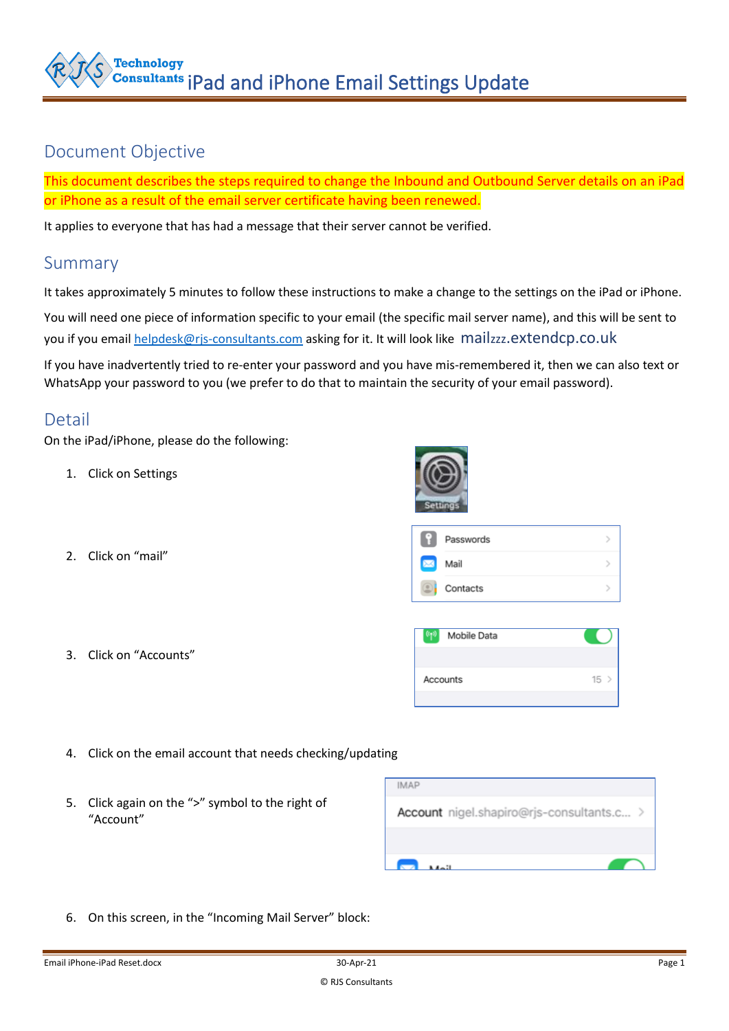# iPad and iPhone Email Settings Update

## Document Objective

This document describes the steps required to change the Inbound and Outbound Server details on an iPad or iPhone as a result of the email server certificate having been renewed.

It applies to everyone that has had a message that their server cannot be verified.

## Summary

It takes approximately 5 minutes to follow these instructions to make a change to the settings on the iPad or iPhone.

You will need one piece of information specific to your email (the specific mail server name), and this will be sent to you if you email helpdesk@rjs-consultants.com asking for it. It will look like mailzzz.extendcp.co.uk

If you have inadvertently tried to re-enter your password and you have mis-remembered it, then we can also text or WhatsApp your password to you (we prefer to do that to maintain the security of your email password).

## Detail

On the iPad/iPhone, please do the following:

1. Click on Settings
2. Click on "mail"
3. Click on "Accounts"
4. Click on the email account that needs checking/updating
5. Click again on the ">" symbol to the right of "Account"
6. On this screen, in the "Incoming Mail Server" block: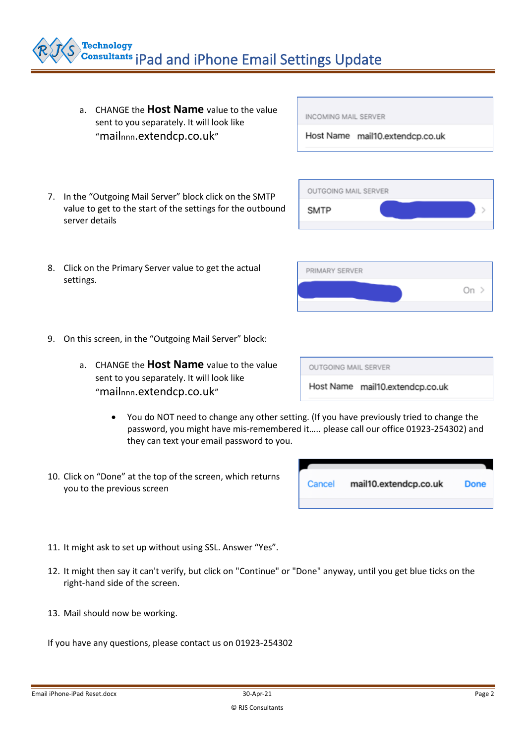a. CHANGE the **Host Name** value to the value sent to you separately. It will look like "mailnnn.extendcp.co.uk"

INCOMING MAIL SERVER

Host Name mail10.extendcp.co.uk

7. In the "Outgoing Mail Server" block click on the SMTP value to get to the start of the settings for the outbound server details

OUTGOING MAIL SERVER

SMTP

8. Click on the Primary Server value to get the actual settings.

PRIMARY SERVER

On

9. On this screen, in the "Outgoing Mail Server" block:

   a. CHANGE the **Host Name** value to the value sent to you separately. It will look like "mailnnn.extendcp.co.uk"

OUTGOING MAIL SERVER

Host Name mail10.extendcp.co.uk

- You do NOT need to change any other setting. (If you have previously tried to change the password, you might have mis-remembered it….. please call our office 01923-254302) and they can text your email password to you.

10. Click on "Done" at the top of the screen, which returns you to the previous screen

Cancel mail10.extendcp.co.uk Done

11. It might ask to set up without using SSL. Answer "Yes".
12. It might then say it can't verify, but click on "Continue" or "Done" anyway, until you get blue ticks on the right-hand side of the screen.
13. Mail should now be working.

If you have any questions, please contact us on 01923-254302